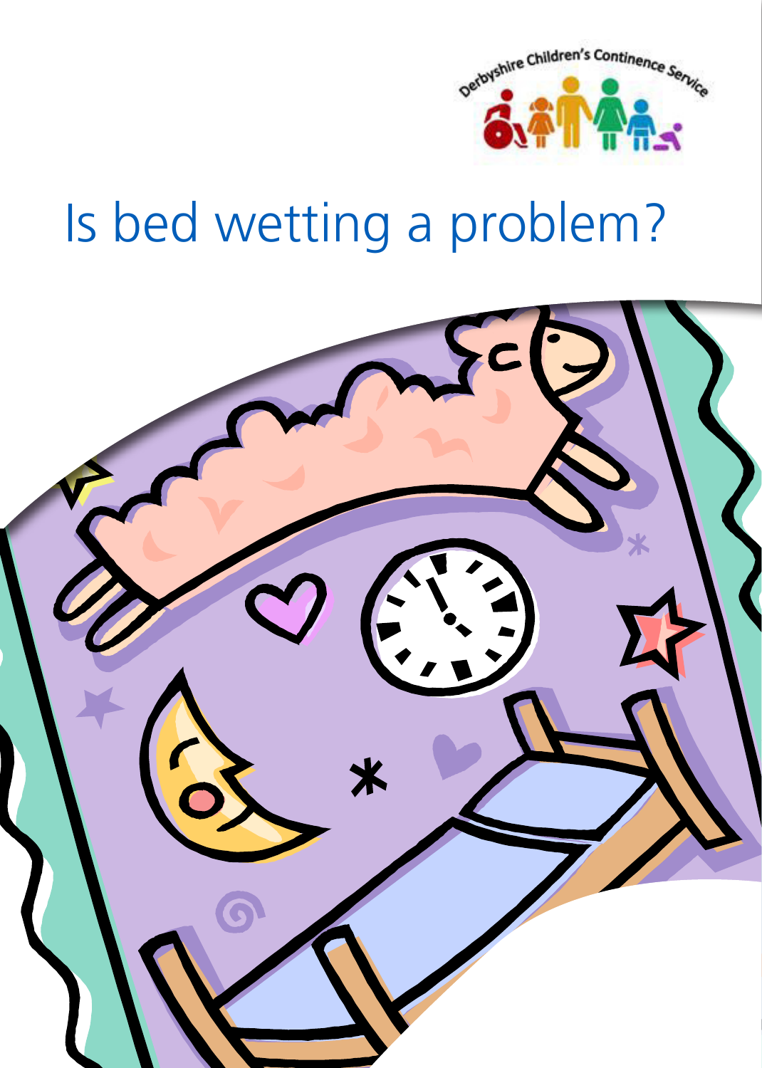Derbyshire Children's Continence Service

# Is bed wetting a problem?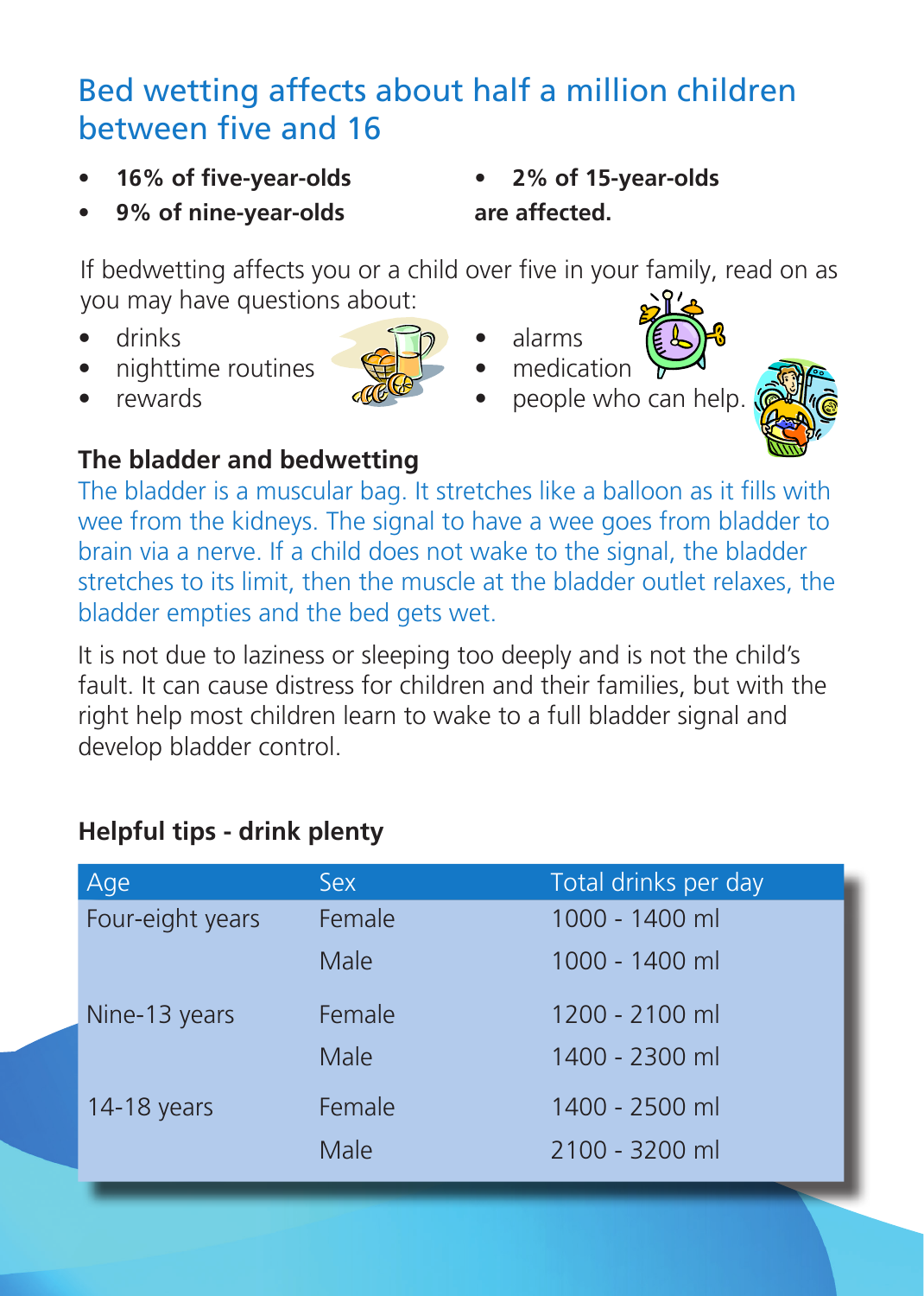## Bed wetting affects about half a million children between five and 16

- **16% of five-year-olds**
- **9% of nine-year-olds**
- **2% of 15-year-olds**

**are affected.**

If bedwetting affects you or a child over five in your family, read on as you may have questions about:

- drinks
- nighttime routines
- rewards
- alarms
- medication
- people who can help.

### The bladder and bedwetting

The bladder is a muscular bag. It stretches like a balloon as it fills with wee from the kidneys. The signal to have a wee goes from bladder to brain via a nerve. If a child does not wake to the signal, the bladder stretches to its limit, then the muscle at the bladder outlet relaxes, the bladder empties and the bed gets wet.

It is not due to laziness or sleeping too deeply and is not the child's fault. It can cause distress for children and their families, but with the right help most children learn to wake to a full bladder signal and develop bladder control.

### Helpful tips - drink plenty

| Age | Sex | Total drinks per day |
|---|---|---|
| Four-eight years | Female | 1000 - 1400 ml |
| | Male | 1000 - 1400 ml |
| Nine-13 years | Female | 1200 - 2100 ml |
| | Male | 1400 - 2300 ml |
| 14-18 years | Female | 1400 - 2500 ml |
| | Male | 2100 - 3200 ml |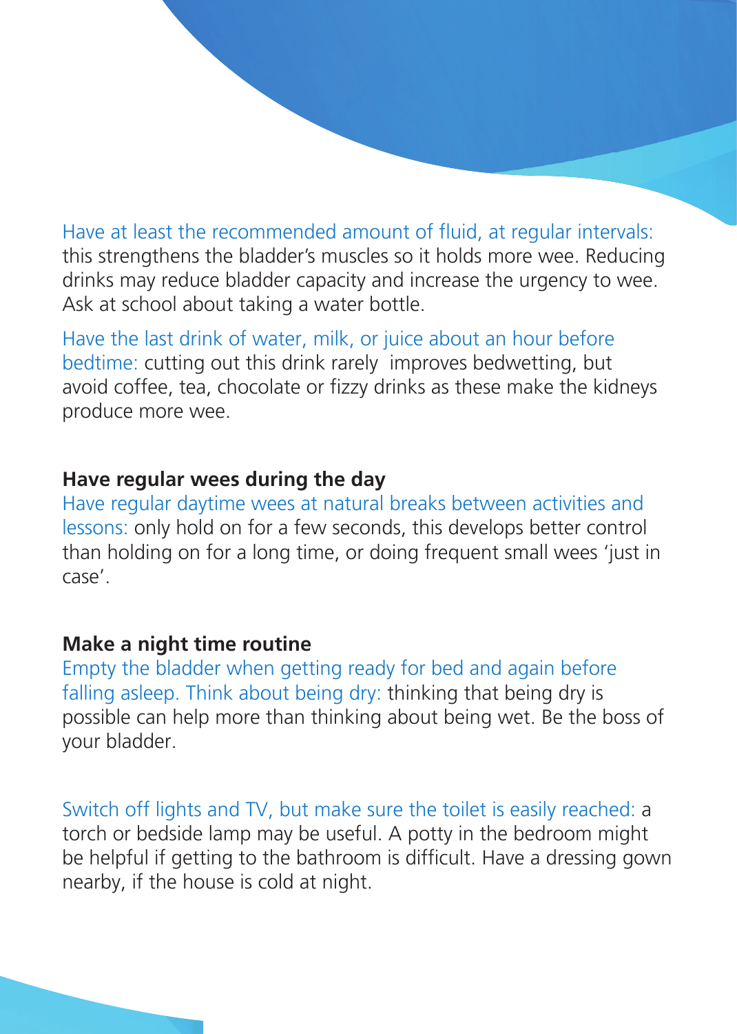Have at least the recommended amount of fluid, at regular intervals: this strengthens the bladder's muscles so it holds more wee. Reducing drinks may reduce bladder capacity and increase the urgency to wee. Ask at school about taking a water bottle.

Have the last drink of water, milk, or juice about an hour before bedtime: cutting out this drink rarely improves bedwetting, but avoid coffee, tea, chocolate or fizzy drinks as these make the kidneys produce more wee.

**Have regular wees during the day**

Have regular daytime wees at natural breaks between activities and lessons: only hold on for a few seconds, this develops better control than holding on for a long time, or doing frequent small wees 'just in case'.

**Make a night time routine**

Empty the bladder when getting ready for bed and again before falling asleep. Think about being dry: thinking that being dry is possible can help more than thinking about being wet. Be the boss of your bladder.

Switch off lights and TV, but make sure the toilet is easily reached: a torch or bedside lamp may be useful. A potty in the bedroom might be helpful if getting to the bathroom is difficult. Have a dressing gown nearby, if the house is cold at night.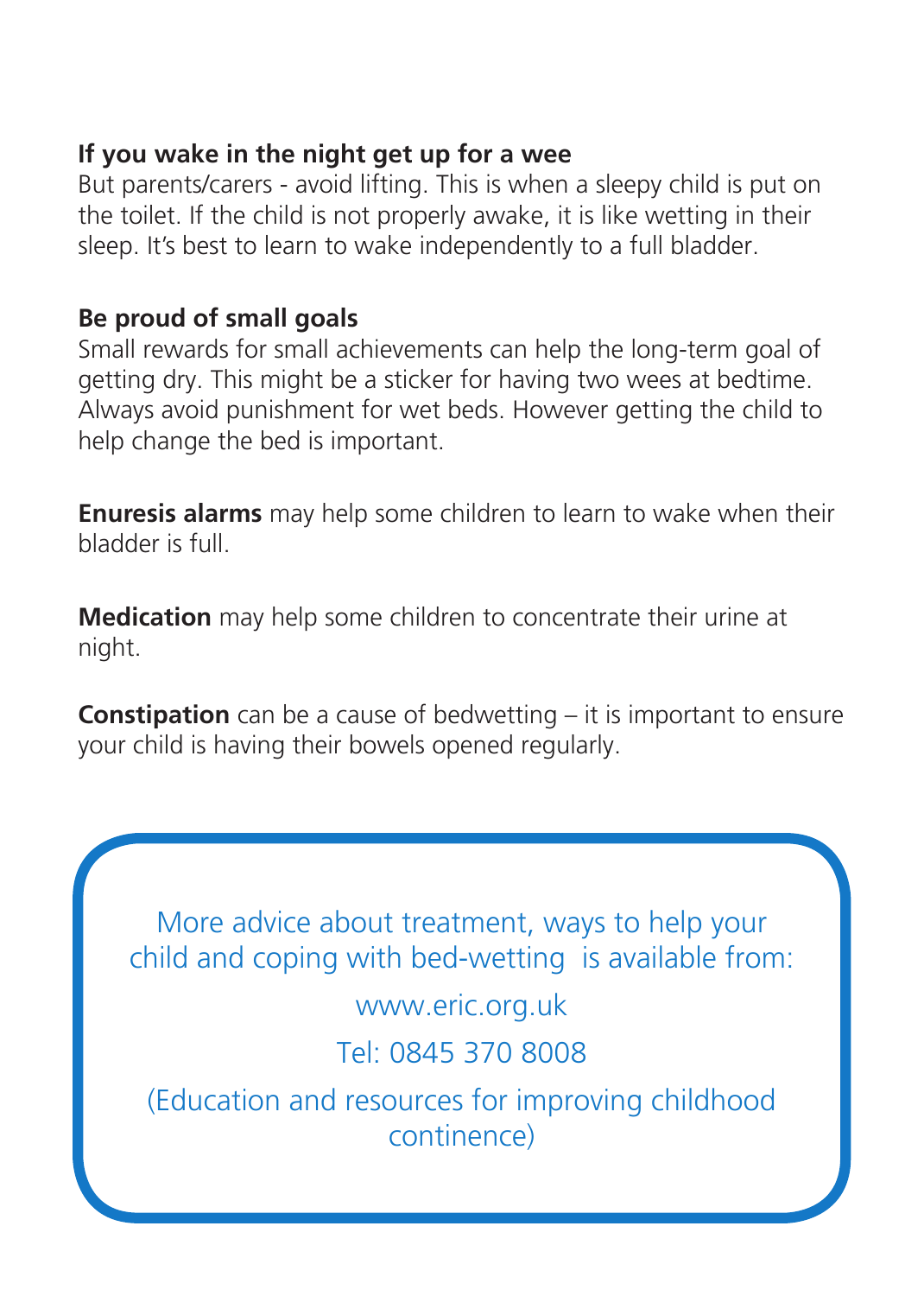**If you wake in the night get up for a wee**
But parents/carers - avoid lifting. This is when a sleepy child is put on the toilet. If the child is not properly awake, it is like wetting in their sleep. It's best to learn to wake independently to a full bladder.

**Be proud of small goals**
Small rewards for small achievements can help the long-term goal of getting dry. This might be a sticker for having two wees at bedtime. Always avoid punishment for wet beds. However getting the child to help change the bed is important.

**Enuresis alarms** may help some children to learn to wake when their bladder is full.

**Medication** may help some children to concentrate their urine at night.

**Constipation** can be a cause of bedwetting – it is important to ensure your child is having their bowels opened regularly.

More advice about treatment, ways to help your child and coping with bed-wetting is available from:

www.eric.org.uk

Tel: 0845 370 8008

(Education and resources for improving childhood continence)